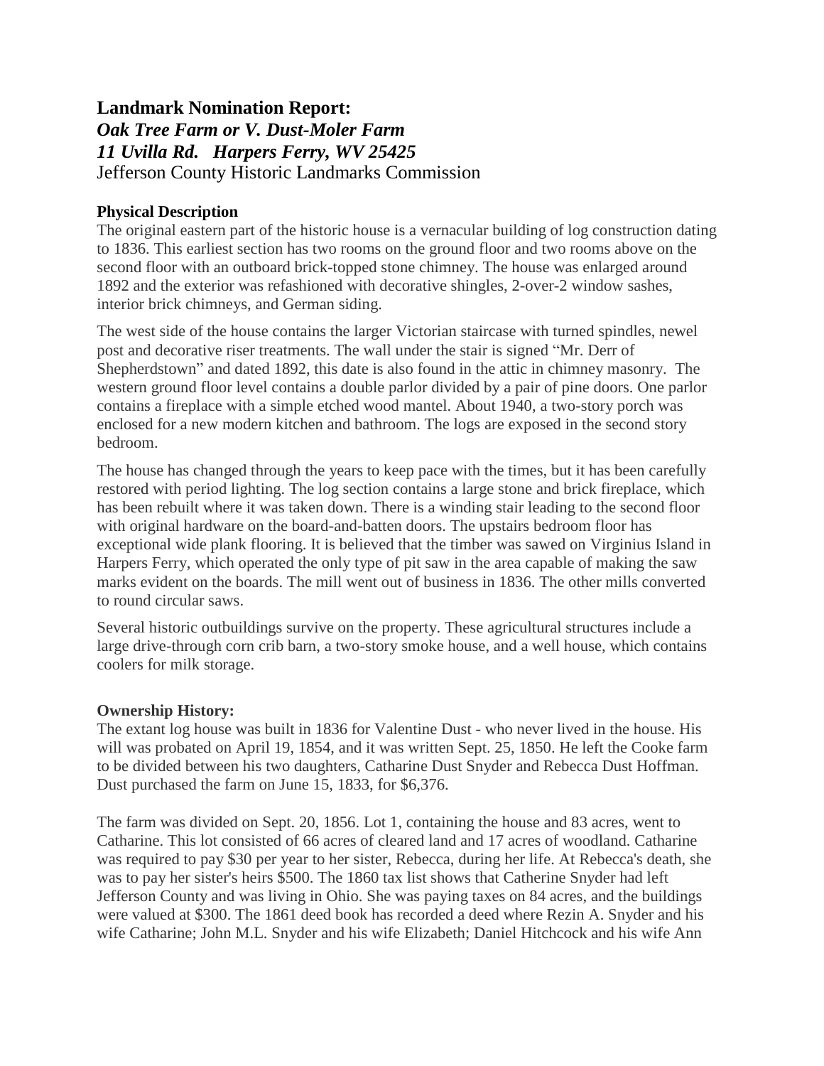## Landmark Nomination Report:

## *Oak Tree Farm or V. Dust-Moler Farm*

## *11 Uvilla Rd. Harpers Ferry, WV 25425*

Jefferson County Historic Landmarks Commission

**Physical Description**

The original eastern part of the historic house is a vernacular building of log construction dating to 1836. This earliest section has two rooms on the ground floor and two rooms above on the second floor with an outboard brick-topped stone chimney. The house was enlarged around 1892 and the exterior was refashioned with decorative shingles, 2-over-2 window sashes, interior brick chimneys, and German siding.

The west side of the house contains the larger Victorian staircase with turned spindles, newel post and decorative riser treatments. The wall under the stair is signed "Mr. Derr of Shepherdstown" and dated 1892, this date is also found in the attic in chimney masonry. The western ground floor level contains a double parlor divided by a pair of pine doors. One parlor contains a fireplace with a simple etched wood mantel. About 1940, a two-story porch was enclosed for a new modern kitchen and bathroom. The logs are exposed in the second story bedroom.

The house has changed through the years to keep pace with the times, but it has been carefully restored with period lighting. The log section contains a large stone and brick fireplace, which has been rebuilt where it was taken down. There is a winding stair leading to the second floor with original hardware on the board-and-batten doors. The upstairs bedroom floor has exceptional wide plank flooring. It is believed that the timber was sawed on Virginius Island in Harpers Ferry, which operated the only type of pit saw in the area capable of making the saw marks evident on the boards. The mill went out of business in 1836. The other mills converted to round circular saws.

Several historic outbuildings survive on the property. These agricultural structures include a large drive-through corn crib barn, a two-story smoke house, and a well house, which contains coolers for milk storage.

**Ownership History:**

The extant log house was built in 1836 for Valentine Dust - who never lived in the house. His will was probated on April 19, 1854, and it was written Sept. 25, 1850. He left the Cooke farm to be divided between his two daughters, Catharine Dust Snyder and Rebecca Dust Hoffman. Dust purchased the farm on June 15, 1833, for $6,376.

The farm was divided on Sept. 20, 1856. Lot 1, containing the house and 83 acres, went to Catharine. This lot consisted of 66 acres of cleared land and 17 acres of woodland. Catharine was required to pay $30 per year to her sister, Rebecca, during her life. At Rebecca's death, she was to pay her sister's heirs $500. The 1860 tax list shows that Catherine Snyder had left Jefferson County and was living in Ohio. She was paying taxes on 84 acres, and the buildings were valued at $300. The 1861 deed book has recorded a deed where Rezin A. Snyder and his wife Catharine; John M.L. Snyder and his wife Elizabeth; Daniel Hitchcock and his wife Ann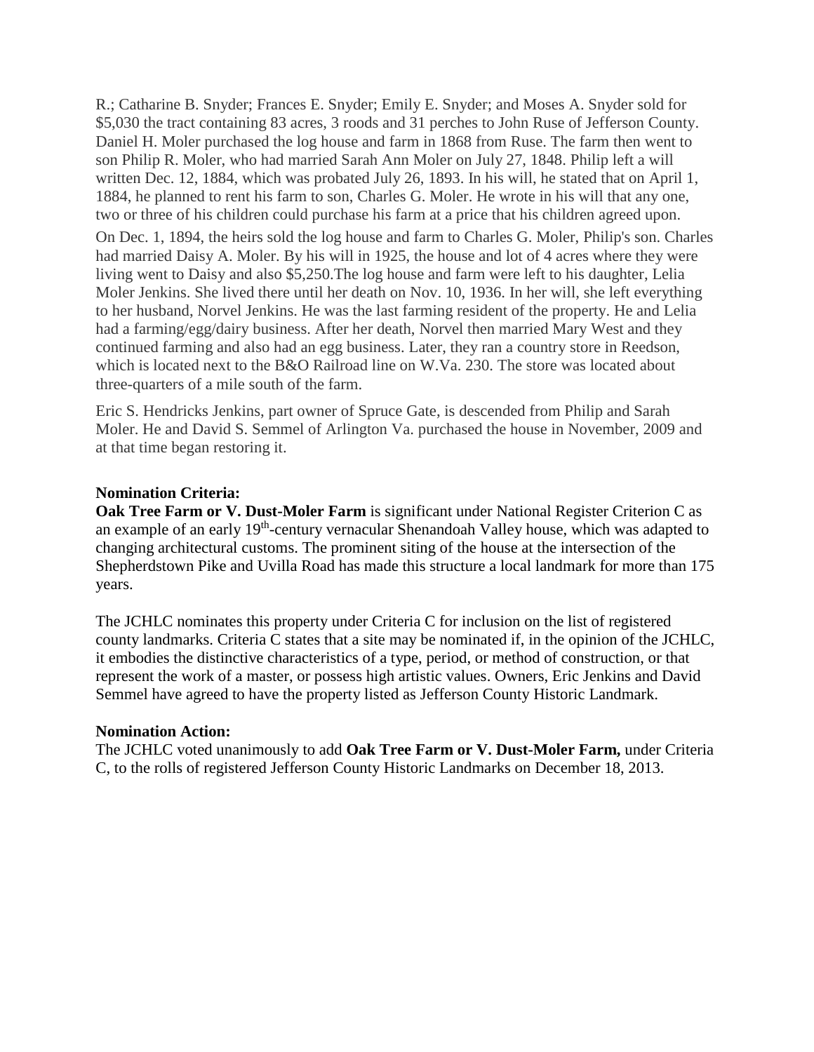R.; Catharine B. Snyder; Frances E. Snyder; Emily E. Snyder; and Moses A. Snyder sold for $5,030 the tract containing 83 acres, 3 roods and 31 perches to John Ruse of Jefferson County. Daniel H. Moler purchased the log house and farm in 1868 from Ruse. The farm then went to son Philip R. Moler, who had married Sarah Ann Moler on July 27, 1848. Philip left a will written Dec. 12, 1884, which was probated July 26, 1893. In his will, he stated that on April 1, 1884, he planned to rent his farm to son, Charles G. Moler. He wrote in his will that any one, two or three of his children could purchase his farm at a price that his children agreed upon.

On Dec. 1, 1894, the heirs sold the log house and farm to Charles G. Moler, Philip's son. Charles had married Daisy A. Moler. By his will in 1925, the house and lot of 4 acres where they were living went to Daisy and also $5,250.The log house and farm were left to his daughter, Lelia Moler Jenkins. She lived there until her death on Nov. 10, 1936. In her will, she left everything to her husband, Norvel Jenkins. He was the last farming resident of the property. He and Lelia had a farming/egg/dairy business. After her death, Norvel then married Mary West and they continued farming and also had an egg business. Later, they ran a country store in Reedson, which is located next to the B&O Railroad line on W.Va. 230. The store was located about three-quarters of a mile south of the farm.

Eric S. Hendricks Jenkins, part owner of Spruce Gate, is descended from Philip and Sarah Moler. He and David S. Semmel of Arlington Va. purchased the house in November, 2009 and at that time began restoring it.

**Nomination Criteria:**

**Oak Tree Farm or V. Dust-Moler Farm** is significant under National Register Criterion C as an example of an early 19th-century vernacular Shenandoah Valley house, which was adapted to changing architectural customs. The prominent siting of the house at the intersection of the Shepherdstown Pike and Uvilla Road has made this structure a local landmark for more than 175 years.

The JCHLC nominates this property under Criteria C for inclusion on the list of registered county landmarks. Criteria C states that a site may be nominated if, in the opinion of the JCHLC, it embodies the distinctive characteristics of a type, period, or method of construction, or that represent the work of a master, or possess high artistic values. Owners, Eric Jenkins and David Semmel have agreed to have the property listed as Jefferson County Historic Landmark.

**Nomination Action:**

The JCHLC voted unanimously to add **Oak Tree Farm or V. Dust-Moler Farm,** under Criteria C, to the rolls of registered Jefferson County Historic Landmarks on December 18, 2013.